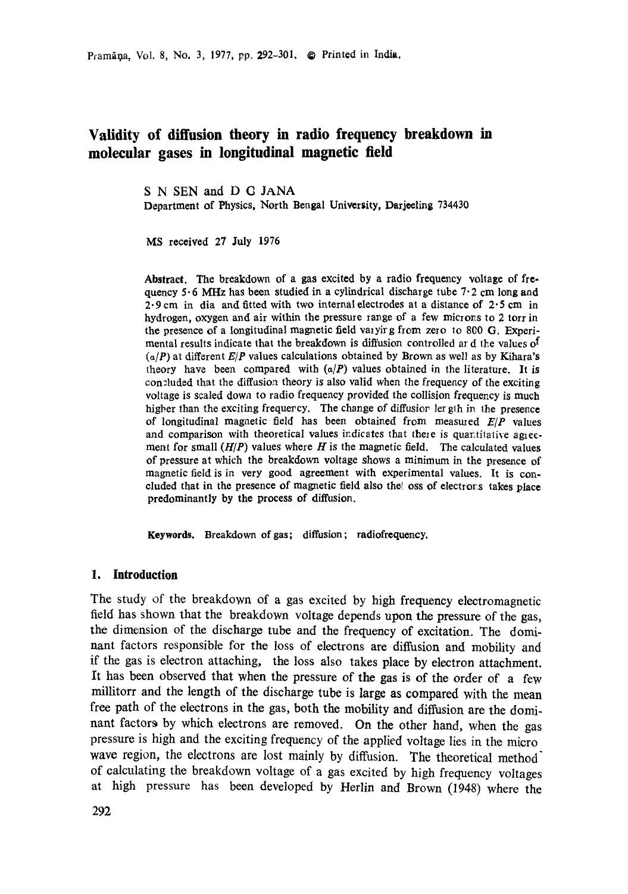# Validity of diffusion theory in radio frequency breakdown in molecular gases in longitudinal magnetic field

S N SEN and D C JANA
Department of Physics, North Bengal University, Darjeeling 734430

MS received 27 July 1976

**Abstract.** The breakdown of a gas excited by a radio frequency voltage of frequency 5·6 MHz has been studied in a cylindrical discharge tube 7·2 cm long and 2·9 cm in dia and fitted with two internal electrodes at a distance of 2·5 cm in hydrogen, oxygen and air within the pressure range of a few microns to 2 torr in the presence of a longitudinal magnetic field varying from zero to 800 G. Experimental results indicate that the breakdown is diffusion controlled and the values of $(\alpha/P)$ at different $E/P$ values calculations obtained by Brown as well as by Kihara's theory have been compared with $(\alpha/P)$ values obtained in the literature. It is concluded that the diffusion theory is also valid when the frequency of the exciting voltage is scaled down to radio frequency provided the collision frequency is much higher than the exciting frequency. The change of diffusion length in the presence of longitudinal magnetic field has been obtained from measured $E/P$ values and comparison with theoretical values indicates that there is quantitative agreement for small $(H/P)$ values where $H$ is the magnetic field. The calculated values of pressure at which the breakdown voltage shows a minimum in the presence of magnetic field is in very good agreement with experimental values. It is concluded that in the presence of magnetic field also the loss of electrons takes place predominantly by the process of diffusion.

**Keywords.** Breakdown of gas; diffusion; radiofrequency.

## 1. Introduction

The study of the breakdown of a gas excited by high frequency electromagnetic field has shown that the breakdown voltage depends upon the pressure of the gas, the dimension of the discharge tube and the frequency of excitation. The dominant factors responsible for the loss of electrons are diffusion and mobility and if the gas is electron attaching, the loss also takes place by electron attachment. It has been observed that when the pressure of the gas is of the order of a few millitorr and the length of the discharge tube is large as compared with the mean free path of the electrons in the gas, both the mobility and diffusion are the dominant factors by which electrons are removed. On the other hand, when the gas pressure is high and the exciting frequency of the applied voltage lies in the micro wave region, the electrons are lost mainly by diffusion. The theoretical method of calculating the breakdown voltage of a gas excited by high frequency voltages at high pressure has been developed by Herlin and Brown (1948) where the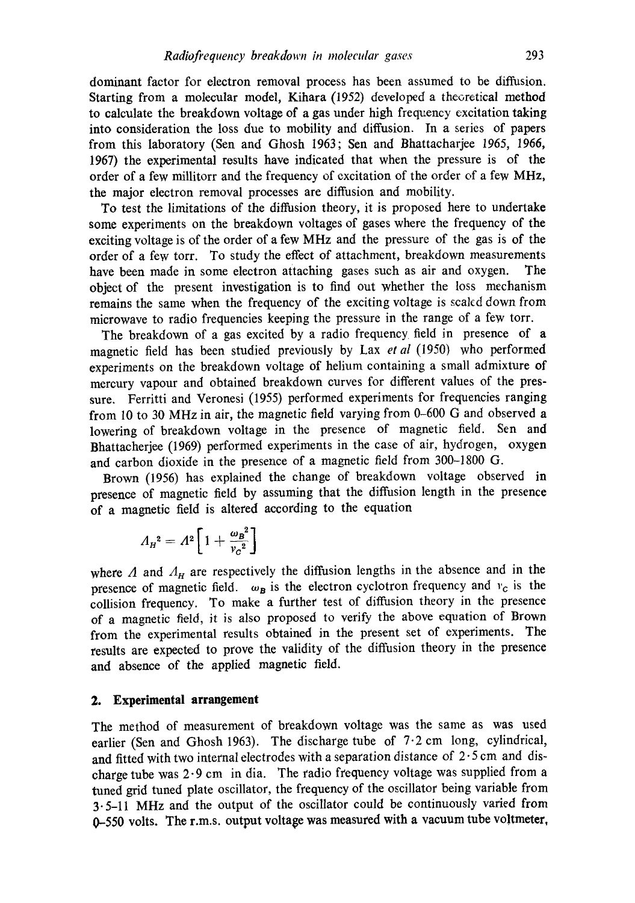dominant factor for electron removal process has been assumed to be diffusion. Starting from a molecular model, Kihara (1952) developed a theoretical method to calculate the breakdown voltage of a gas under high frequency excitation taking into consideration the loss due to mobility and diffusion. In a series of papers from this laboratory (Sen and Ghosh 1963; Sen and Bhattacharjee 1965, 1966, 1967) the experimental results have indicated that when the pressure is of the order of a few millitorr and the frequency of excitation of the order of a few MHz, the major electron removal processes are diffusion and mobility.

To test the limitations of the diffusion theory, it is proposed here to undertake some experiments on the breakdown voltages of gases where the frequency of the exciting voltage is of the order of a few MHz and the pressure of the gas is of the order of a few torr. To study the effect of attachment, breakdown measurements have been made in some electron attaching gases such as air and oxygen. The object of the present investigation is to find out whether the loss mechanism remains the same when the frequency of the exciting voltage is scaled down from microwave to radio frequencies keeping the pressure in the range of a few torr.

The breakdown of a gas excited by a radio frequency field in presence of a magnetic field has been studied previously by Lax *et al* (1950) who performed experiments on the breakdown voltage of helium containing a small admixture of mercury vapour and obtained breakdown curves for different values of the pressure. Ferritti and Veronesi (1955) performed experiments for frequencies ranging from 10 to 30 MHz in air, the magnetic field varying from 0–600 G and observed a lowering of breakdown voltage in the presence of magnetic field. Sen and Bhattacherjee (1969) performed experiments in the case of air, hydrogen, oxygen and carbon dioxide in the presence of a magnetic field from 300–1800 G.

Brown (1956) has explained the change of breakdown voltage observed in presence of magnetic field by assuming that the diffusion length in the presence of a magnetic field is altered according to the equation

$$\Lambda_H^2 = \Lambda^2\left[1 + \frac{\omega_B^2}{\nu_c^2}\right]$$

where $\Lambda$ and $\Lambda_H$ are respectively the diffusion lengths in the absence and in the presence of magnetic field. $\omega_B$ is the electron cyclotron frequency and $\nu_c$ is the collision frequency. To make a further test of diffusion theory in the presence of a magnetic field, it is also proposed to verify the above equation of Brown from the experimental results obtained in the present set of experiments. The results are expected to prove the validity of the diffusion theory in the presence and absence of the applied magnetic field.

## 2. Experimental arrangement

The method of measurement of breakdown voltage was the same as was used earlier (Sen and Ghosh 1963). The discharge tube of 7·2 cm long, cylindrical, and fitted with two internal electrodes with a separation distance of 2·5 cm and discharge tube was 2·9 cm in dia. The radio frequency voltage was supplied from a tuned grid tuned plate oscillator, the frequency of the oscillator being variable from 3·5–11 MHz and the output of the oscillator could be continuously varied from 0–550 volts. The r.m.s. output voltage was measured with a vacuum tube voltmeter,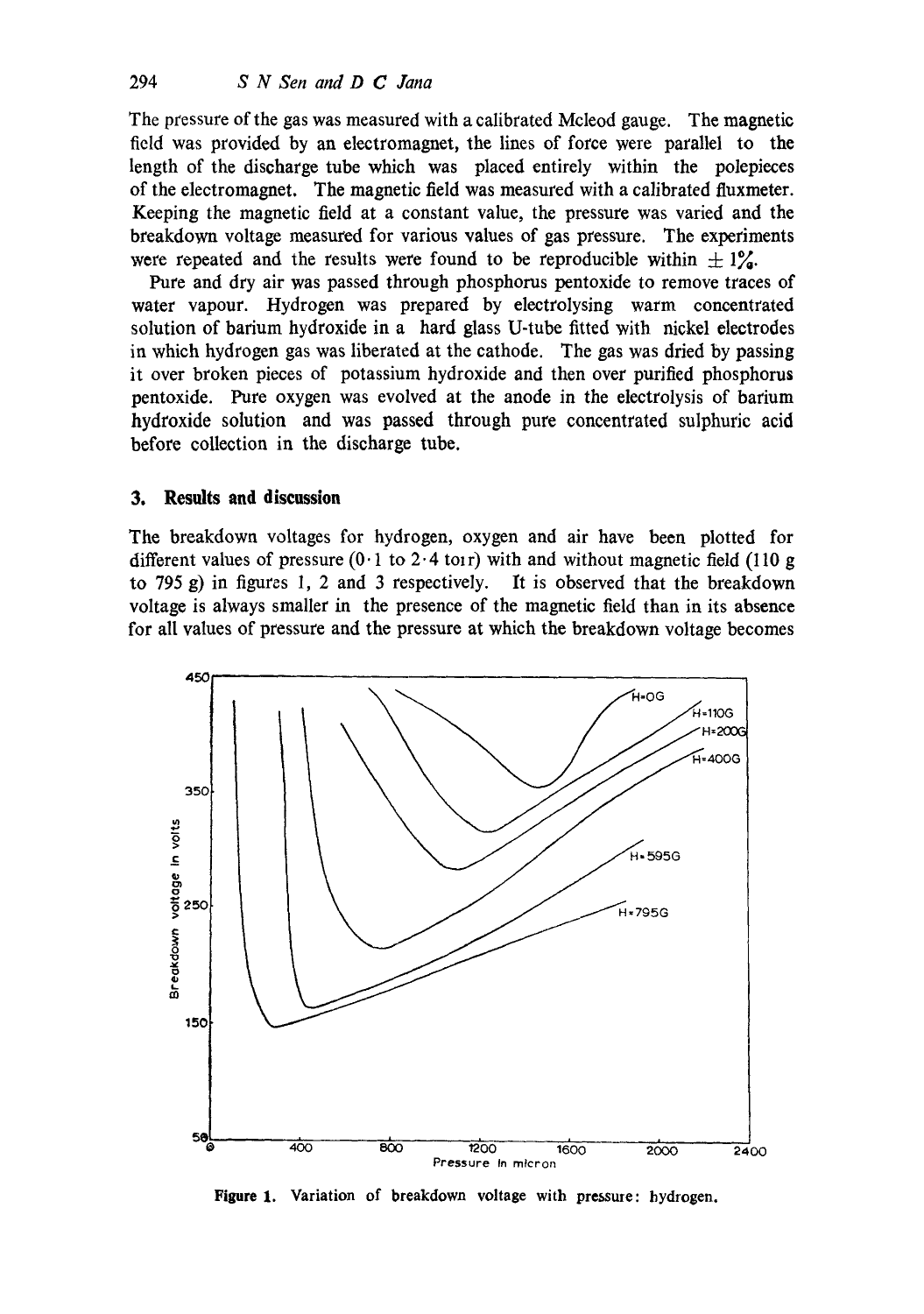The pressure of the gas was measured with a calibrated Mcleod gauge. The magnetic field was provided by an electromagnet, the lines of force were parallel to the length of the discharge tube which was placed entirely within the polepieces of the electromagnet. The magnetic field was measured with a calibrated fluxmeter. Keeping the magnetic field at a constant value, the pressure was varied and the breakdown voltage measured for various values of gas pressure. The experiments were repeated and the results were found to be reproducible within $\pm 1\%$.

Pure and dry air was passed through phosphorus pentoxide to remove traces of water vapour. Hydrogen was prepared by electrolysing warm concentrated solution of barium hydroxide in a hard glass U-tube fitted with nickel electrodes in which hydrogen gas was liberated at the cathode. The gas was dried by passing it over broken pieces of potassium hydroxide and then over purified phosphorus pentoxide. Pure oxygen was evolved at the anode in the electrolysis of barium hydroxide solution and was passed through pure concentrated sulphuric acid before collection in the discharge tube.

## 3. Results and discussion

The breakdown voltages for hydrogen, oxygen and air have been plotted for different values of pressure (0·1 to 2·4 torr) with and without magnetic field (110 g to 795 g) in figures 1, 2 and 3 respectively. It is observed that the breakdown voltage is always smaller in the presence of the magnetic field than in its absence for all values of pressure and the pressure at which the breakdown voltage becomes

**Figure 1.** Variation of breakdown voltage with pressure: hydrogen.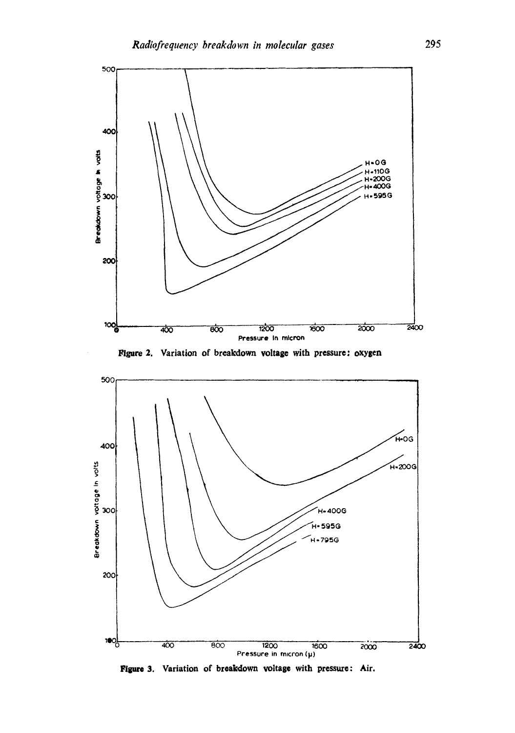Figure 2. Variation of breakdown voltage with pressure: oxygen

Figure 3. Variation of breakdown voltage with pressure: Air.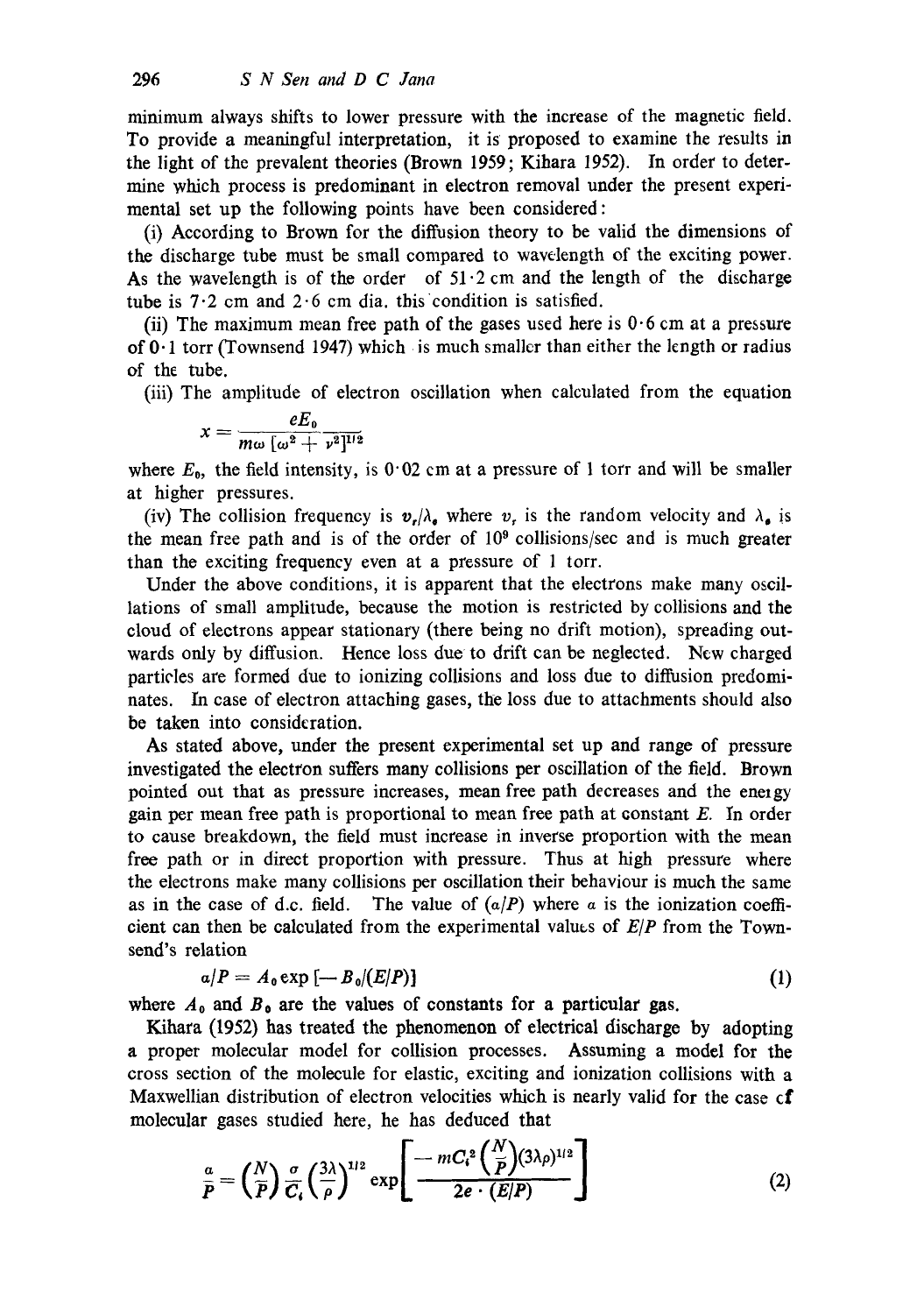minimum always shifts to lower pressure with the increase of the magnetic field. To provide a meaningful interpretation, it is proposed to examine the results in the light of the prevalent theories (Brown 1959; Kihara 1952). In order to determine which process is predominant in electron removal under the present experimental set up the following points have been considered:

(i) According to Brown for the diffusion theory to be valid the dimensions of the discharge tube must be small compared to wavelength of the exciting power. As the wavelength is of the order of 51·2 cm and the length of the discharge tube is 7·2 cm and 2·6 cm dia. this condition is satisfied.

(ii) The maximum mean free path of the gases used here is 0·6 cm at a pressure of 0·1 torr (Townsend 1947) which is much smaller than either the length or radius of the tube.

(iii) The amplitude of electron oscillation when calculated from the equation

$$x = \frac{eE_0}{m\omega\,[\omega^2 + \nu^2]^{1/2}}$$

where $E_0$, the field intensity, is 0·02 cm at a pressure of 1 torr and will be smaller at higher pressures.

(iv) The collision frequency is $v_r/\lambda_e$ where $v_r$ is the random velocity and $\lambda_e$ is the mean free path and is of the order of $10^9$ collisions/sec and is much greater than the exciting frequency even at a pressure of 1 torr.

Under the above conditions, it is apparent that the electrons make many oscillations of small amplitude, because the motion is restricted by collisions and the cloud of electrons appear stationary (there being no drift motion), spreading outwards only by diffusion. Hence loss due to drift can be neglected. New charged particles are formed due to ionizing collisions and loss due to diffusion predominates. In case of electron attaching gases, the loss due to attachments should also be taken into consideration.

As stated above, under the present experimental set up and range of pressure investigated the electron suffers many collisions per oscillation of the field. Brown pointed out that as pressure increases, mean free path decreases and the energy gain per mean free path is proportional to mean free path at constant $E$. In order to cause breakdown, the field must increase in inverse proportion with the mean free path or in direct proportion with pressure. Thus at high pressure where the electrons make many collisions per oscillation their behaviour is much the same as in the case of d.c. field. The value of $(\alpha/P)$ where $\alpha$ is the ionization coefficient can then be calculated from the experimental values of $E/P$ from the Townsend's relation

$$\alpha/P = A_0 \exp\left[-B_0/(E/P)\right] \tag{1}$$

where $A_0$ and $B_0$ are the values of constants for a particular gas.

Kihara (1952) has treated the phenomenon of electrical discharge by adopting a proper molecular model for collision processes. Assuming a model for the cross section of the molecule for elastic, exciting and ionization collisions with a Maxwellian distribution of electron velocities which is nearly valid for the case of molecular gases studied here, he has deduced that

$$\frac{\alpha}{P} = \left(\frac{N}{P}\right)\frac{\sigma}{C_i}\left(\frac{3\lambda}{\rho}\right)^{1/2} \exp\left[\frac{-\,mC_i^2\left(\frac{N}{P}\right)(3\lambda\rho)^{1/2}}{2e\cdot(E/P)}\right] \tag{2}$$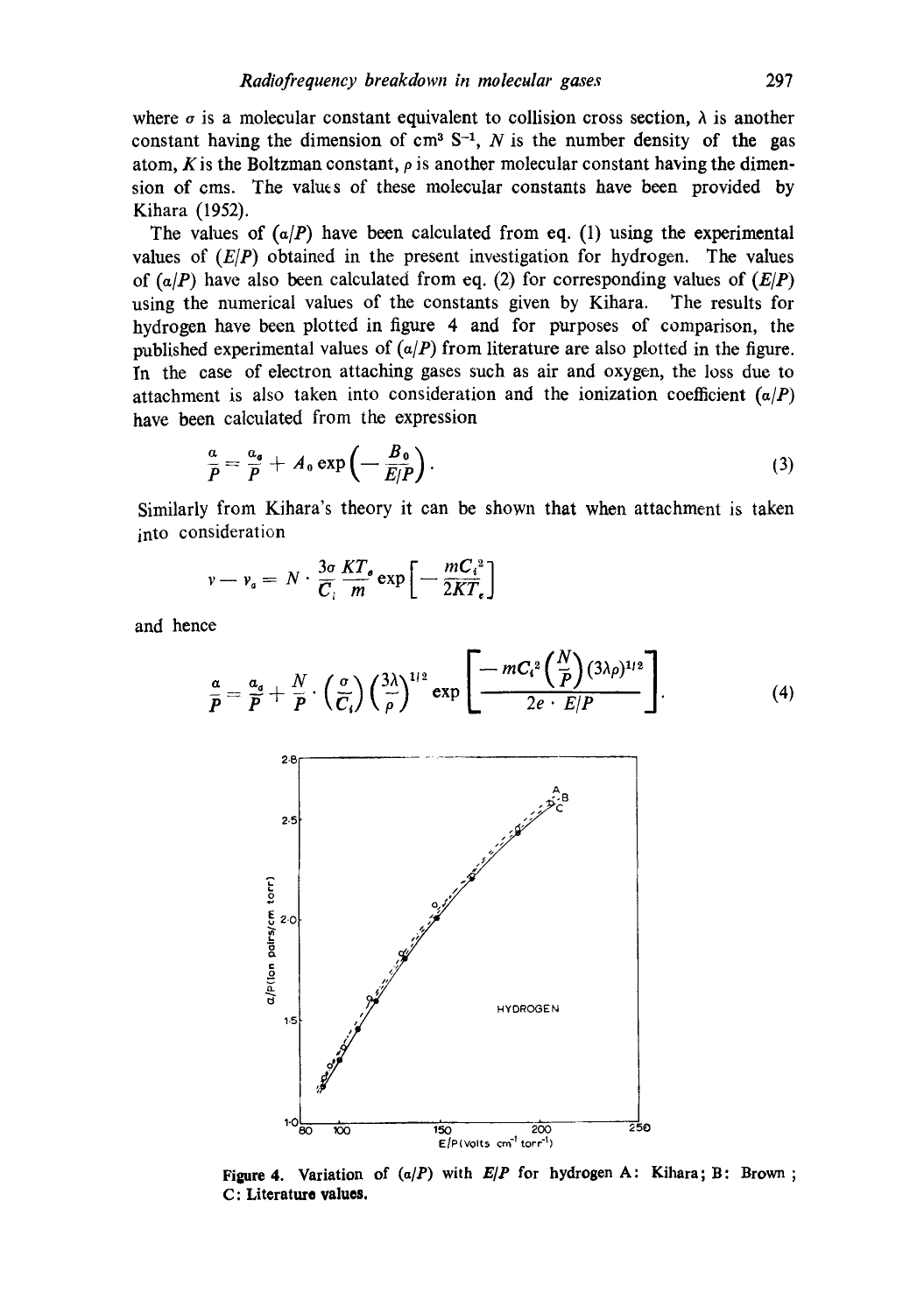where $\sigma$ is a molecular constant equivalent to collision cross section, $\lambda$ is another constant having the dimension of $cm^3\ S^{-1}$, $N$ is the number density of the gas atom, $K$ is the Boltzman constant, $\rho$ is another molecular constant having the dimension of cms. The values of these molecular constants have been provided by Kihara (1952).

The values of $(\alpha/P)$ have been calculated from eq. (1) using the experimental values of $(E/P)$ obtained in the present investigation for hydrogen. The values of $(\alpha/P)$ have also been calculated from eq. (2) for corresponding values of $(E/P)$ using the numerical values of the constants given by Kihara. The results for hydrogen have been plotted in figure 4 and for purposes of comparison, the published experimental values of $(\alpha/P)$ from literature are also plotted in the figure. In the case of electron attaching gases such as air and oxygen, the loss due to attachment is also taken into consideration and the ionization coefficient $(\alpha/P)$ have been calculated from the expression

$$\frac{\alpha}{P} = \frac{\alpha_a}{P} + A_0 \exp\left(-\frac{B_0}{E/P}\right). \tag{3}$$

Similarly from Kihara's theory it can be shown that when attachment is taken into consideration

$$\nu - \nu_a = N \cdot \frac{3\sigma}{C_i} \frac{KT_e}{m} \exp\left[-\frac{mC_i^2}{2KT_e}\right]$$

and hence

$$\frac{\alpha}{P} = \frac{\alpha_a}{P} + \frac{N}{P} \cdot \left(\frac{\sigma}{C_i}\right)\left(\frac{3\lambda}{\rho}\right)^{1/2} \exp\left[\frac{-mC_i^2\left(\frac{N}{P}\right)(3\lambda\rho)^{1/2}}{2e \cdot E/P}\right]. \tag{4}$$

**Figure 4.** Variation of $(\alpha/P)$ with $E/P$ for hydrogen A: Kihara; B: Brown; C: Literature values.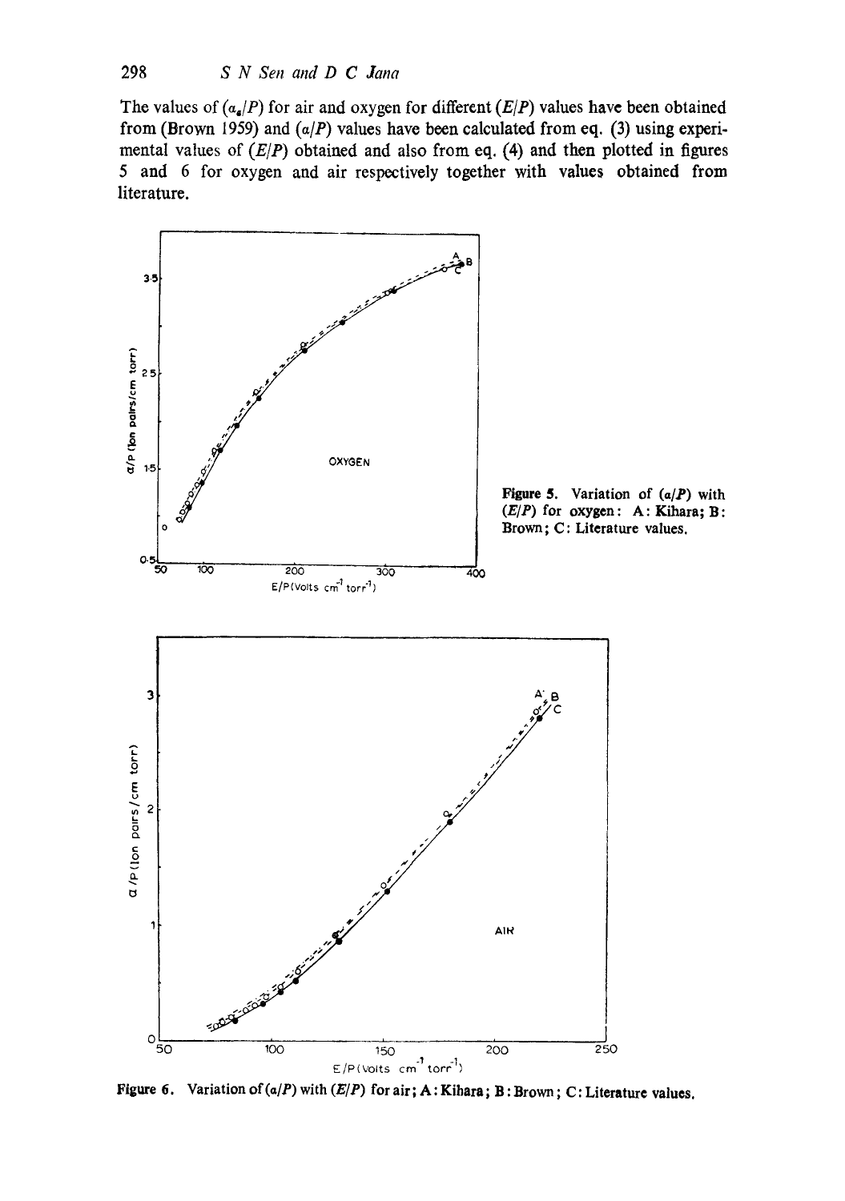The values of $(\alpha_e/P)$ for air and oxygen for different $(E/P)$ values have been obtained from (Brown 1959) and $(\alpha/P)$ values have been calculated from eq. (3) using experimental values of $(E/P)$ obtained and also from eq. (4) and then plotted in figures 5 and 6 for oxygen and air respectively together with values obtained from literature.

**Figure 5.** Variation of $(\alpha/P)$ with $(E/P)$ for oxygen: A: Kihara; B: Brown; C: Literature values.

**Figure 6.** Variation of $(\alpha/P)$ with $(E/P)$ for air; A: Kihara; B: Brown; C: Literature values.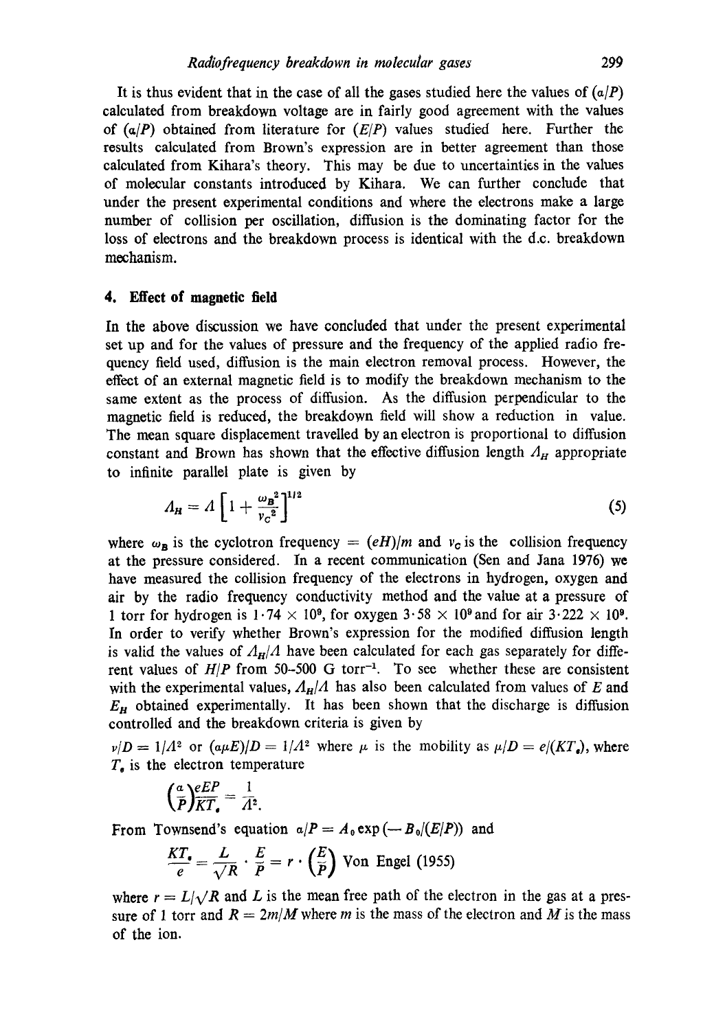It is thus evident that in the case of all the gases studied here the values of $(\alpha/P)$ calculated from breakdown voltage are in fairly good agreement with the values of $(\alpha/P)$ obtained from literature for $(E/P)$ values studied here. Further the results calculated from Brown's expression are in better agreement than those calculated from Kihara's theory. This may be due to uncertainties in the values of molecular constants introduced by Kihara. We can further conclude that under the present experimental conditions and where the electrons make a large number of collision per oscillation, diffusion is the dominating factor for the loss of electrons and the breakdown process is identical with the d.c. breakdown mechanism.

## 4. Effect of magnetic field

In the above discussion we have concluded that under the present experimental set up and for the values of pressure and the frequency of the applied radio frequency field used, diffusion is the main electron removal process. However, the effect of an external magnetic field is to modify the breakdown mechanism to the same extent as the process of diffusion. As the diffusion perpendicular to the magnetic field is reduced, the breakdown field will show a reduction in value. The mean square displacement travelled by an electron is proportional to diffusion constant and Brown has shown that the effective diffusion length $\Lambda_H$ appropriate to infinite parallel plate is given by

$$\Lambda_H = \Lambda \left[ 1 + \frac{\omega_B^2}{\nu_C^2} \right]^{1/2} \tag{5}$$

where $\omega_B$ is the cyclotron frequency $= (eH)/m$ and $\nu_C$ is the collision frequency at the pressure considered. In a recent communication (Sen and Jana 1976) we have measured the collision frequency of the electrons in hydrogen, oxygen and air by the radio frequency conductivity method and the value at a pressure of 1 torr for hydrogen is $1 \cdot 74 \times 10^9$, for oxygen $3 \cdot 58 \times 10^9$ and for air $3 \cdot 222 \times 10^9$. In order to verify whether Brown's expression for the modified diffusion length is valid the values of $\Lambda_H/\Lambda$ have been calculated for each gas separately for different values of $H/P$ from 50–500 G torr$^{-1}$. To see whether these are consistent with the experimental values, $\Lambda_H/\Lambda$ has also been calculated from values of $E$ and $E_H$ obtained experimentally. It has been shown that the discharge is diffusion controlled and the breakdown criteria is given by

$\nu/D = 1/\Lambda^2$ or $(\alpha\mu E)/D = 1/\Lambda^2$ where $\mu$ is the mobility as $\mu/D = e/(KT_e)$, where $T_e$ is the electron temperature

$$\left(\frac{\alpha}{P}\right)\frac{eEP}{KT_e} = \frac{1}{\Lambda^2}.$$

From Townsend's equation $\alpha/P = A_0 \exp(-B_0/(E/P))$ and

$$\frac{KT_e}{e} = \frac{L}{\sqrt{R}} \cdot \frac{E}{P} = r \cdot \left(\frac{E}{P}\right) \text{ Von Engel (1955)}$$

where $r = L/\sqrt{R}$ and $L$ is the mean free path of the electron in the gas at a pressure of 1 torr and $R = 2m/M$ where $m$ is the mass of the electron and $M$ is the mass of the ion.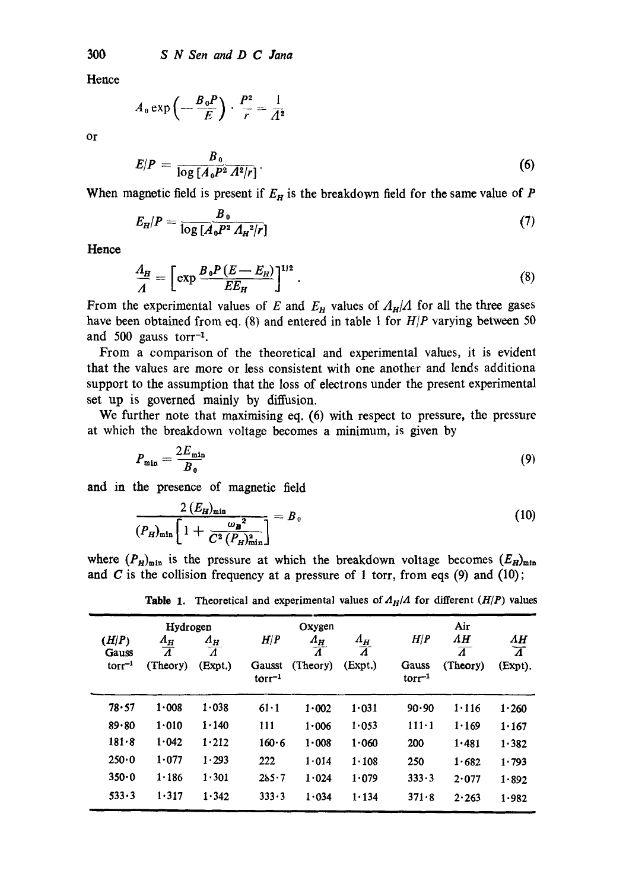Hence

$$A_0 \exp\left(-\frac{B_0 P}{E}\right) \cdot \frac{P^2}{r} = \frac{1}{\Lambda^2}$$

or

$$E/P = \frac{B_0}{\log\left[A_0 P^2 \Lambda^2/r\right]}. \tag{6}$$

When magnetic field is present if $E_H$ is the breakdown field for the same value of $P$

$$E_H/P = \frac{B_0}{\log\left[A_0 P^2 \Lambda_H{}^2/r\right]} \tag{7}$$

Hence

$$\frac{\Lambda_H}{\Lambda} = \left[\exp \frac{B_0 P (E - E_H)}{E E_H}\right]^{1/2}. \tag{8}$$

From the experimental values of $E$ and $E_H$ values of $\Lambda_H/\Lambda$ for all the three gases have been obtained from eq. (8) and entered in table 1 for $H/P$ varying between 50 and 500 gauss torr$^{-1}$.

From a comparison of the theoretical and experimental values, it is evident that the values are more or less consistent with one another and lends additiona support to the assumption that the loss of electrons under the present experimental set up is governed mainly by diffusion.

We further note that maximising eq. (6) with respect to pressure, the pressure at which the breakdown voltage becomes a minimum, is given by

$$P_{\min} = \frac{2E_{\min}}{B_0} \tag{9}$$

and in the presence of magnetic field

$$\frac{2\,(E_H)_{\min}}{(P_H)_{\min}\left[1 + \dfrac{\omega_B{}^2}{C^2 (P_H)^2_{\min}}\right]} = B_0 \tag{10}$$

where $(P_H)_{\min}$ is the pressure at which the breakdown voltage becomes $(E_H)_{\min}$ and $C$ is the collision frequency at a pressure of 1 torr, from eqs (9) and (10);

**Table 1.** Theoretical and experimental values of $\Lambda_H/\Lambda$ for different $(H/P)$ values

| Hydrogen | | | Oxygen | | | Air | | |
|---|---|---|---|---|---|---|---|---|
| $(H/P)$ Gauss torr$^{-1}$ | $\frac{\Lambda_H}{\Lambda}$ (Theory) | $\frac{\Lambda_H}{\Lambda}$ (Expt.) | $H/P$ Gausst torr$^{-1}$ | $\frac{\Lambda_H}{\Lambda}$ (Theory) | $\frac{\Lambda_H}{\Lambda}$ (Expt.) | $H/P$ Gauss torr$^{-1}$ | $\frac{\Lambda H}{\Lambda}$ (Theory) | $\frac{\Lambda H}{\Lambda}$ (Expt). |
| 78·57 | 1·008 | 1·038 | 61·1 | 1·002 | 1·031 | 90·90 | 1·116 | 1·260 |
| 89·80 | 1·010 | 1·140 | 111 | 1·006 | 1·053 | 111·1 | 1·169 | 1·167 |
| 181·8 | 1·042 | 1·212 | 160·6 | 1·008 | 1·060 | 200 | 1·481 | 1·382 |
| 250·0 | 1·077 | 1·293 | 222 | 1·014 | 1·108 | 250 | 1·682 | 1·793 |
| 350·0 | 1·186 | 1·301 | 285·7 | 1·024 | 1·079 | 333·3 | 2·077 | 1·892 |
| 533·3 | 1·317 | 1·342 | 333·3 | 1·034 | 1·134 | 371·8 | 2·263 | 1·982 |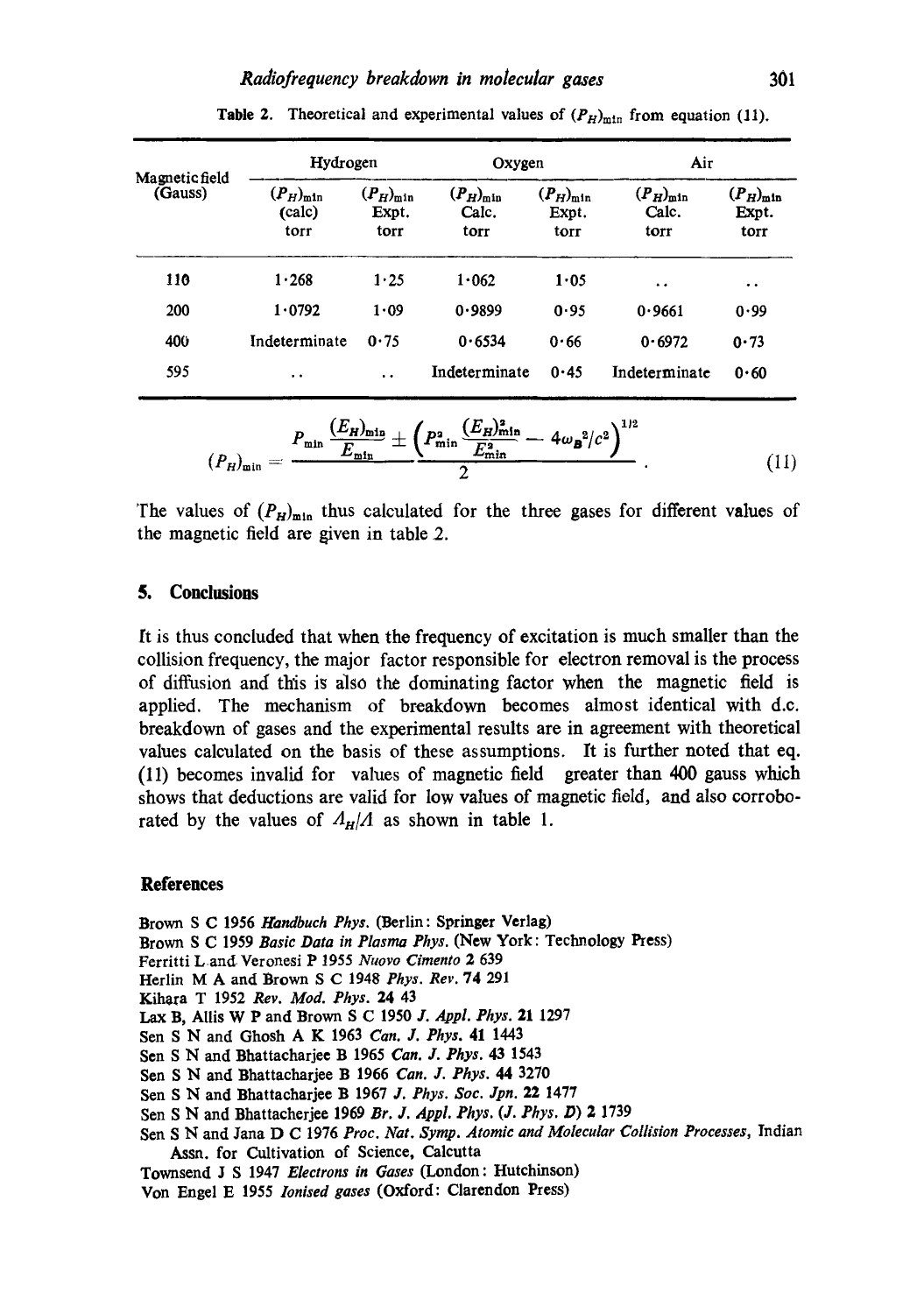Table 2. Theoretical and experimental values of $(P_H)_{min}$ from equation (11).

| Magnetic field (Gauss) | Hydrogen | | Oxygen | | Air | |
|---|---|---|---|---|---|---|
| | $(P_H)_{min}$ (calc) torr | $(P_H)_{min}$ Expt. torr | $(P_H)_{min}$ Calc. torr | $(P_H)_{min}$ Expt. torr | $(P_H)_{min}$ Calc. torr | $(P_H)_{min}$ Expt. torr |
| 110 | 1·268 | 1·25 | 1·062 | 1·05 | .. | .. |
| 200 | 1·0792 | 1·09 | 0·9899 | 0·95 | 0·9661 | 0·99 |
| 400 | Indeterminate | 0·75 | 0·6534 | 0·66 | 0·6972 | 0·73 |
| 595 | .. | .. | Indeterminate | 0·45 | Indeterminate | 0·60 |

$$(P_H)_{min} = \frac{P_{min} \dfrac{(E_H)_{min}}{E_{min}} \pm \left( P_{min}^2 \dfrac{(E_H)_{min}^2}{E_{min}^2} - 4\omega_B{}^2/c^2 \right)^{1/2}}{2} \quad (11)$$

The values of $(P_H)_{min}$ thus calculated for the three gases for different values of the magnetic field are given in table 2.

## 5. Conclusions

It is thus concluded that when the frequency of excitation is much smaller than the collision frequency, the major factor responsible for electron removal is the process of diffusion and this is also the dominating factor when the magnetic field is applied. The mechanism of breakdown becomes almost identical with d.c. breakdown of gases and the experimental results are in agreement with theoretical values calculated on the basis of these assumptions. It is further noted that eq. (11) becomes invalid for values of magnetic field greater than 400 gauss which shows that deductions are valid for low values of magnetic field, and also corroborated by the values of $\Lambda_H/\Lambda$ as shown in table 1.

## References

Brown S C 1956 *Handbuch Phys.* (Berlin: Springer Verlag)
Brown S C 1959 *Basic Data in Plasma Phys.* (New York: Technology Press)
Ferritti L and Veronesi P 1955 *Nuovo Cimento* **2** 639
Herlin M A and Brown S C 1948 *Phys. Rev.* **74** 291
Kihara T 1952 *Rev. Mod. Phys.* **24** 43
Lax B, Allis W P and Brown S C 1950 *J. Appl. Phys.* **21** 1297
Sen S N and Ghosh A K 1963 *Can. J. Phys.* **41** 1443
Sen S N and Bhattacharjee B 1965 *Can. J. Phys.* **43** 1543
Sen S N and Bhattacharjee B 1966 *Can. J. Phys.* **44** 3270
Sen S N and Bhattacharjee B 1967 *J. Phys. Soc. Jpn.* **22** 1477
Sen S N and Bhattacherjee 1969 *Br. J. Appl. Phys. (J. Phys. D)* **2** 1739
Sen S N and Jana D C 1976 *Proc. Nat. Symp. Atomic and Molecular Collision Processes*, Indian Assn. for Cultivation of Science, Calcutta
Townsend J S 1947 *Electrons in Gases* (London: Hutchinson)
Von Engel E 1955 *Ionised gases* (Oxford: Clarendon Press)